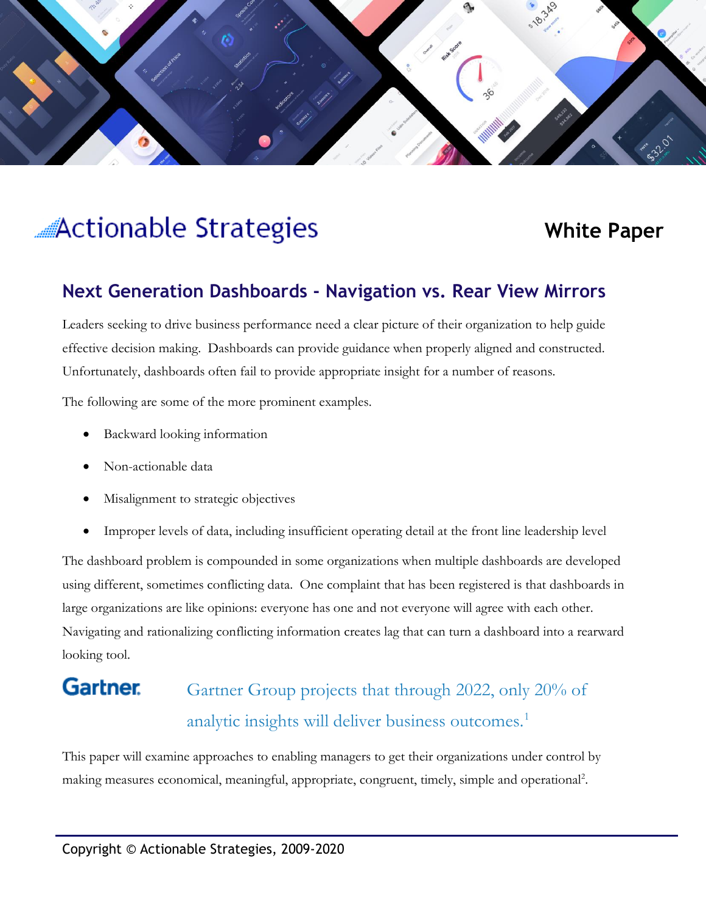Actionable Strategies

White Paper

## Next Generation Dashboards - Navigation vs. Rear View Mirrors

Leaders seeking to drive business performance need a clear picture of their organization to help guide effective decision making. Dashboards can provide guidance when properly aligned and constructed. Unfortunately, dashboards often fail to provide appropriate insight for a number of reasons.

The following are some of the more prominent examples.

- Backward looking information
- Non-actionable data
- Misalignment to strategic objectives
- Improper levels of data, including insufficient operating detail at the front line leadership level

The dashboard problem is compounded in some organizations when multiple dashboards are developed using different, sometimes conflicting data. One complaint that has been registered is that dashboards in large organizations are like opinions: everyone has one and not everyone will agree with each other. Navigating and rationalizing conflicting information creates lag that can turn a dashboard into a rearward looking tool.

**Gartner.** Gartner Group projects that through 2022, only 20% of analytic insights will deliver business outcomes.[1]

This paper will examine approaches to enabling managers to get their organizations under control by making measures economical, meaningful, appropriate, congruent, timely, simple and operational[2].

Copyright © Actionable Strategies, 2009-2020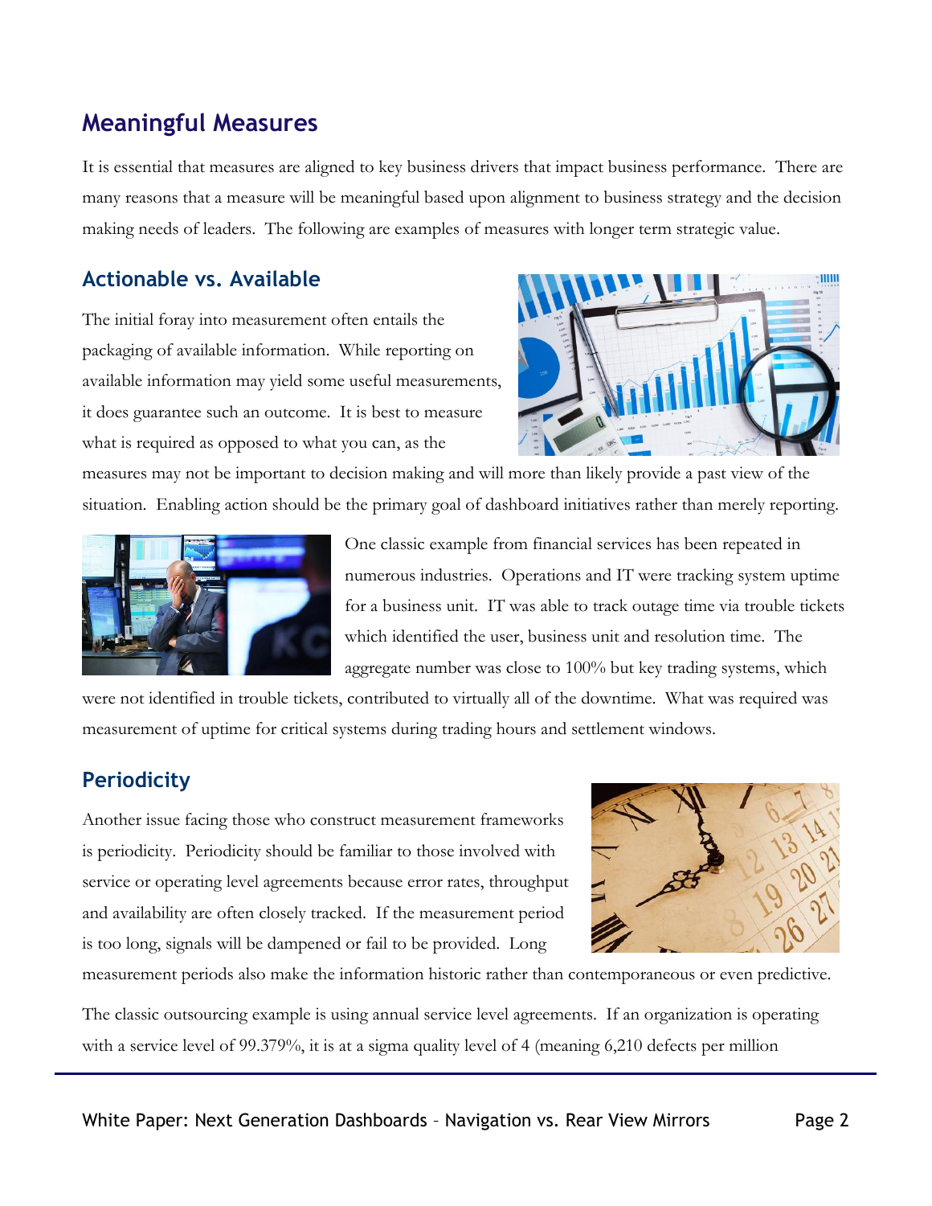## Meaningful Measures

It is essential that measures are aligned to key business drivers that impact business performance. There are many reasons that a measure will be meaningful based upon alignment to business strategy and the decision making needs of leaders. The following are examples of measures with longer term strategic value.

### Actionable vs. Available

The initial foray into measurement often entails the packaging of available information. While reporting on available information may yield some useful measurements, it does guarantee such an outcome. It is best to measure what is required as opposed to what you can, as the measures may not be important to decision making and will more than likely provide a past view of the situation. Enabling action should be the primary goal of dashboard initiatives rather than merely reporting.

One classic example from financial services has been repeated in numerous industries. Operations and IT were tracking system uptime for a business unit. IT was able to track outage time via trouble tickets which identified the user, business unit and resolution time. The aggregate number was close to 100% but key trading systems, which were not identified in trouble tickets, contributed to virtually all of the downtime. What was required was measurement of uptime for critical systems during trading hours and settlement windows.

### Periodicity

Another issue facing those who construct measurement frameworks is periodicity. Periodicity should be familiar to those involved with service or operating level agreements because error rates, throughput and availability are often closely tracked. If the measurement period is too long, signals will be dampened or fail to be provided. Long measurement periods also make the information historic rather than contemporaneous or even predictive.

The classic outsourcing example is using annual service level agreements. If an organization is operating with a service level of 99.379%, it is at a sigma quality level of 4 (meaning 6,210 defects per million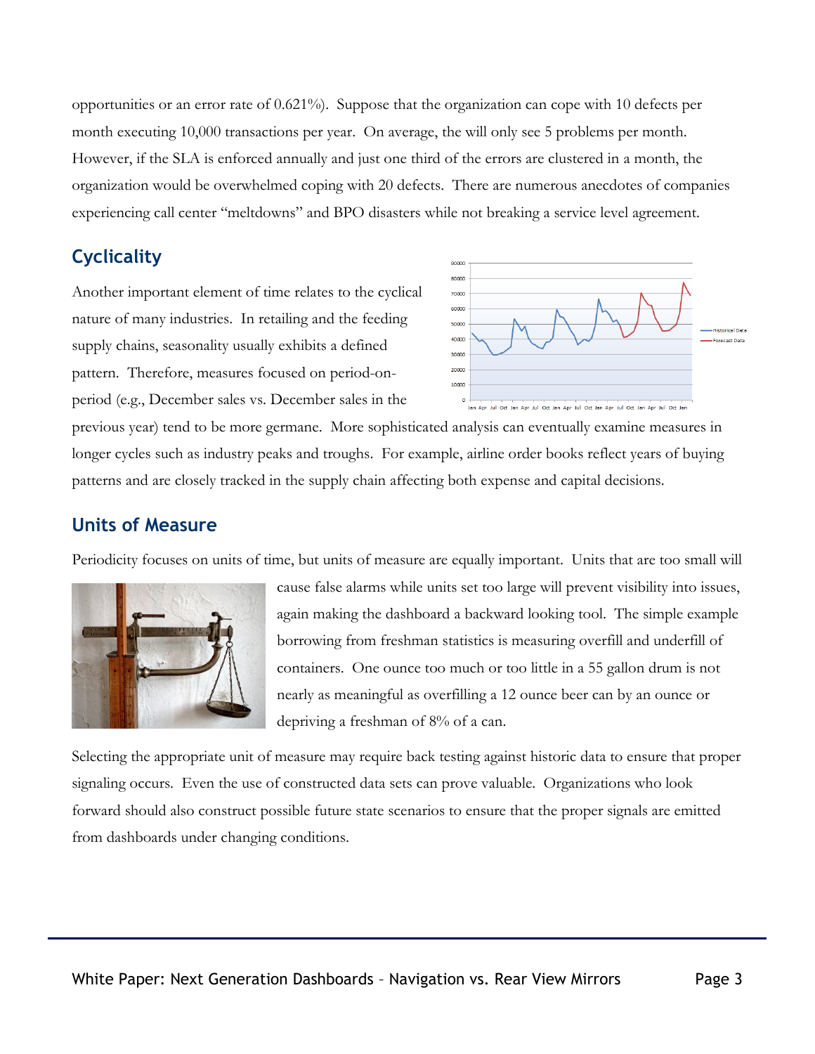opportunities or an error rate of 0.621%). Suppose that the organization can cope with 10 defects per month executing 10,000 transactions per year. On average, the will only see 5 problems per month. However, if the SLA is enforced annually and just one third of the errors are clustered in a month, the organization would be overwhelmed coping with 20 defects. There are numerous anecdotes of companies experiencing call center "meltdowns" and BPO disasters while not breaking a service level agreement.

## Cyclicality

Another important element of time relates to the cyclical nature of many industries. In retailing and the feeding supply chains, seasonality usually exhibits a defined pattern. Therefore, measures focused on period-on-period (e.g., December sales vs. December sales in the previous year) tend to be more germane. More sophisticated analysis can eventually examine measures in longer cycles such as industry peaks and troughs. For example, airline order books reflect years of buying patterns and are closely tracked in the supply chain affecting both expense and capital decisions.

## Units of Measure

Periodicity focuses on units of time, but units of measure are equally important. Units that are too small will cause false alarms while units set too large will prevent visibility into issues, again making the dashboard a backward looking tool. The simple example borrowing from freshman statistics is measuring overfill and underfill of containers. One ounce too much or too little in a 55 gallon drum is not nearly as meaningful as overfilling a 12 ounce beer can by an ounce or depriving a freshman of 8% of a can.

Selecting the appropriate unit of measure may require back testing against historic data to ensure that proper signaling occurs. Even the use of constructed data sets can prove valuable. Organizations who look forward should also construct possible future state scenarios to ensure that the proper signals are emitted from dashboards under changing conditions.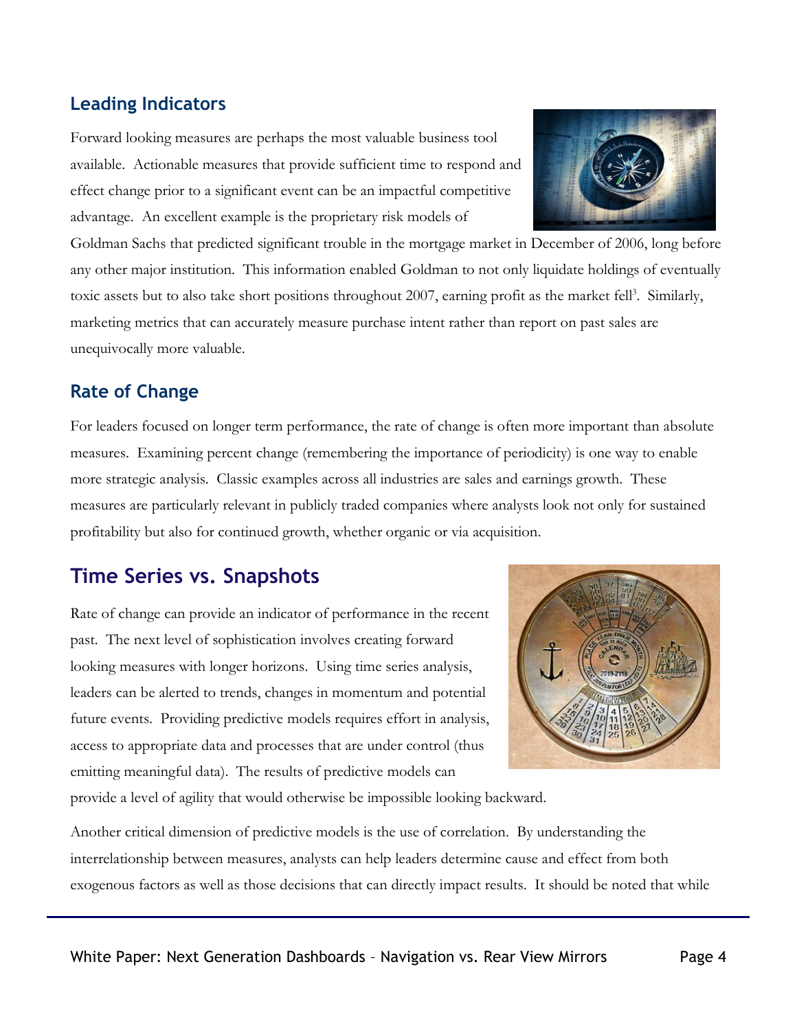### Leading Indicators

Forward looking measures are perhaps the most valuable business tool available. Actionable measures that provide sufficient time to respond and effect change prior to a significant event can be an impactful competitive advantage. An excellent example is the proprietary risk models of Goldman Sachs that predicted significant trouble in the mortgage market in December of 2006, long before any other major institution. This information enabled Goldman to not only liquidate holdings of eventually toxic assets but to also take short positions throughout 2007, earning profit as the market fell[3]. Similarly, marketing metrics that can accurately measure purchase intent rather than report on past sales are unequivocally more valuable.

### Rate of Change

For leaders focused on longer term performance, the rate of change is often more important than absolute measures. Examining percent change (remembering the importance of periodicity) is one way to enable more strategic analysis. Classic examples across all industries are sales and earnings growth. These measures are particularly relevant in publicly traded companies where analysts look not only for sustained profitability but also for continued growth, whether organic or via acquisition.

## Time Series vs. Snapshots

Rate of change can provide an indicator of performance in the recent past. The next level of sophistication involves creating forward looking measures with longer horizons. Using time series analysis, leaders can be alerted to trends, changes in momentum and potential future events. Providing predictive models requires effort in analysis, access to appropriate data and processes that are under control (thus emitting meaningful data). The results of predictive models can provide a level of agility that would otherwise be impossible looking backward.

Another critical dimension of predictive models is the use of correlation. By understanding the interrelationship between measures, analysts can help leaders determine cause and effect from both exogenous factors as well as those decisions that can directly impact results. It should be noted that while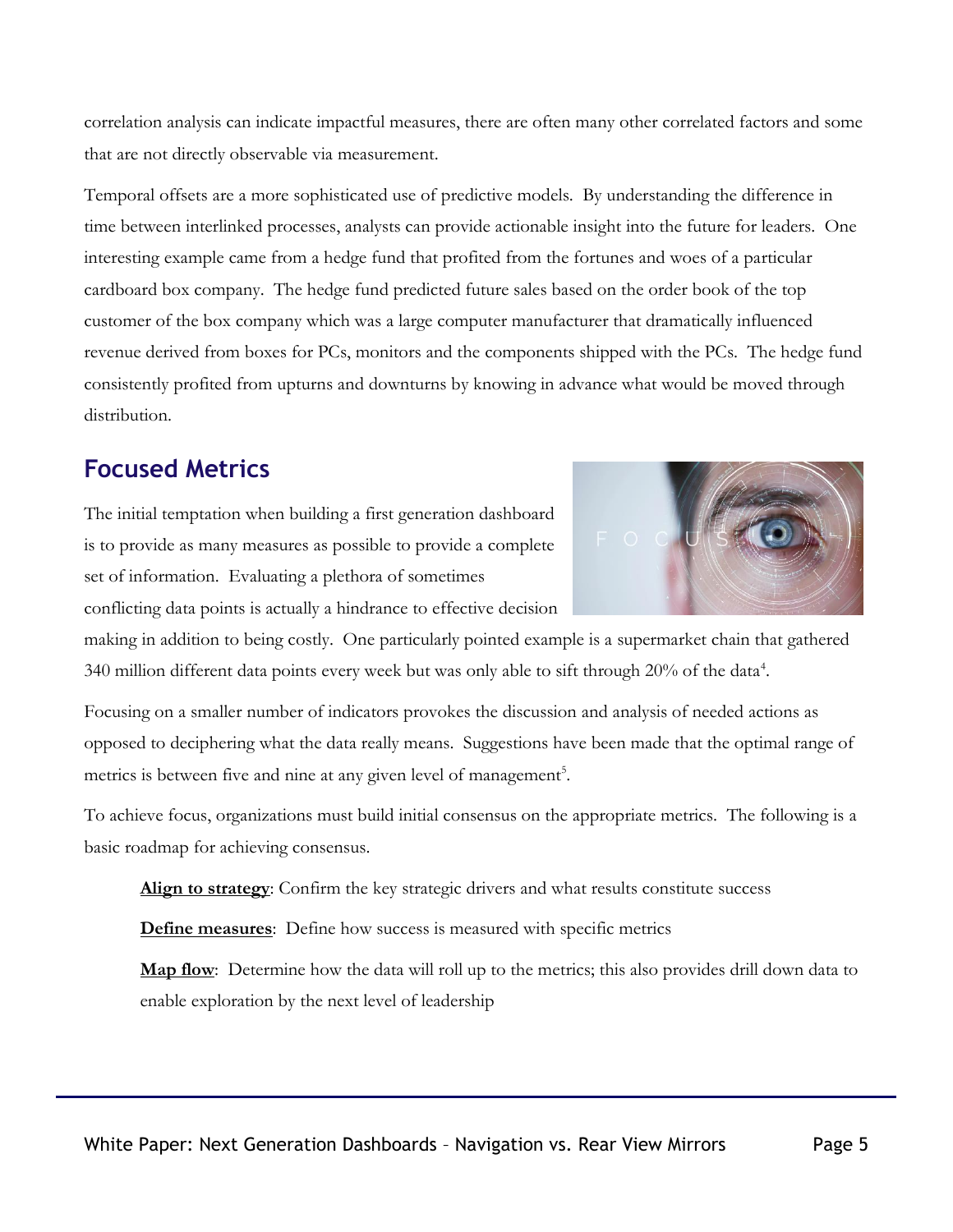correlation analysis can indicate impactful measures, there are often many other correlated factors and some that are not directly observable via measurement.

Temporal offsets are a more sophisticated use of predictive models. By understanding the difference in time between interlinked processes, analysts can provide actionable insight into the future for leaders. One interesting example came from a hedge fund that profited from the fortunes and woes of a particular cardboard box company. The hedge fund predicted future sales based on the order book of the top customer of the box company which was a large computer manufacturer that dramatically influenced revenue derived from boxes for PCs, monitors and the components shipped with the PCs. The hedge fund consistently profited from upturns and downturns by knowing in advance what would be moved through distribution.

## Focused Metrics

The initial temptation when building a first generation dashboard is to provide as many measures as possible to provide a complete set of information. Evaluating a plethora of sometimes conflicting data points is actually a hindrance to effective decision making in addition to being costly. One particularly pointed example is a supermarket chain that gathered 340 million different data points every week but was only able to sift through 20% of the data[4].

Focusing on a smaller number of indicators provokes the discussion and analysis of needed actions as opposed to deciphering what the data really means. Suggestions have been made that the optimal range of metrics is between five and nine at any given level of management[5].

To achieve focus, organizations must build initial consensus on the appropriate metrics. The following is a basic roadmap for achieving consensus.

**Align to strategy**: Confirm the key strategic drivers and what results constitute success

**Define measures**: Define how success is measured with specific metrics

**Map flow**: Determine how the data will roll up to the metrics; this also provides drill down data to enable exploration by the next level of leadership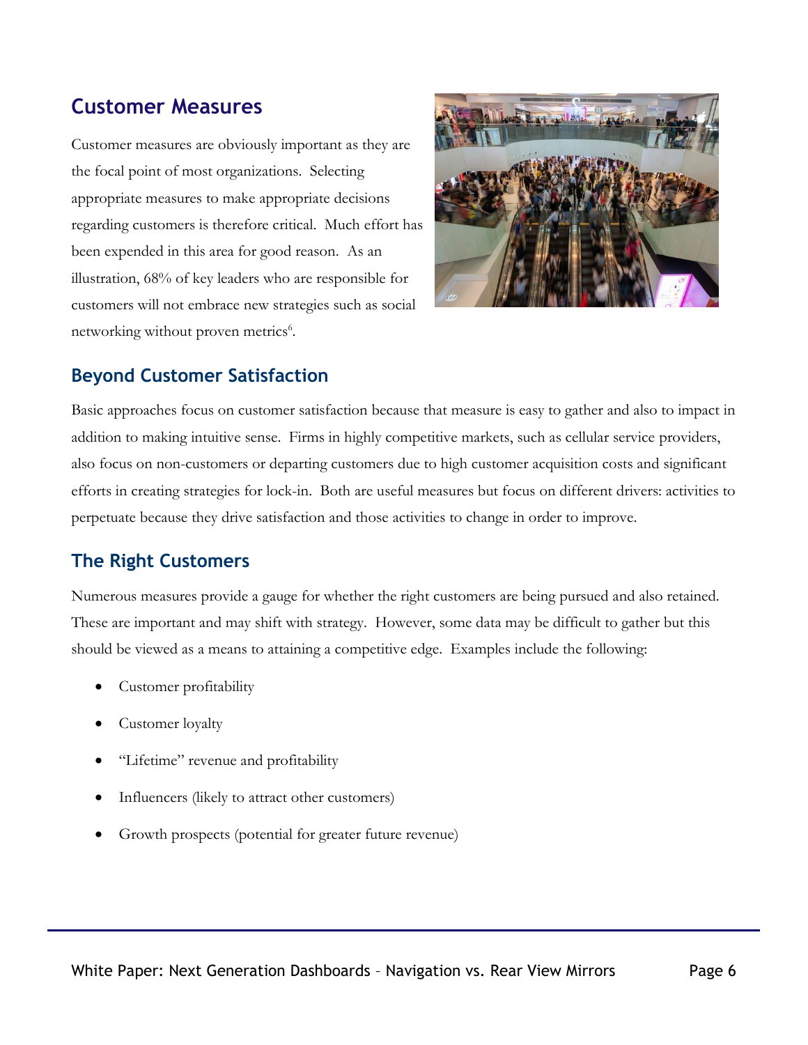## Customer Measures

Customer measures are obviously important as they are the focal point of most organizations. Selecting appropriate measures to make appropriate decisions regarding customers is therefore critical. Much effort has been expended in this area for good reason. As an illustration, 68% of key leaders who are responsible for customers will not embrace new strategies such as social networking without proven metrics[6].

### Beyond Customer Satisfaction

Basic approaches focus on customer satisfaction because that measure is easy to gather and also to impact in addition to making intuitive sense. Firms in highly competitive markets, such as cellular service providers, also focus on non-customers or departing customers due to high customer acquisition costs and significant efforts in creating strategies for lock-in. Both are useful measures but focus on different drivers: activities to perpetuate because they drive satisfaction and those activities to change in order to improve.

### The Right Customers

Numerous measures provide a gauge for whether the right customers are being pursued and also retained. These are important and may shift with strategy. However, some data may be difficult to gather but this should be viewed as a means to attaining a competitive edge. Examples include the following:

- Customer profitability
- Customer loyalty
- "Lifetime" revenue and profitability
- Influencers (likely to attract other customers)
- Growth prospects (potential for greater future revenue)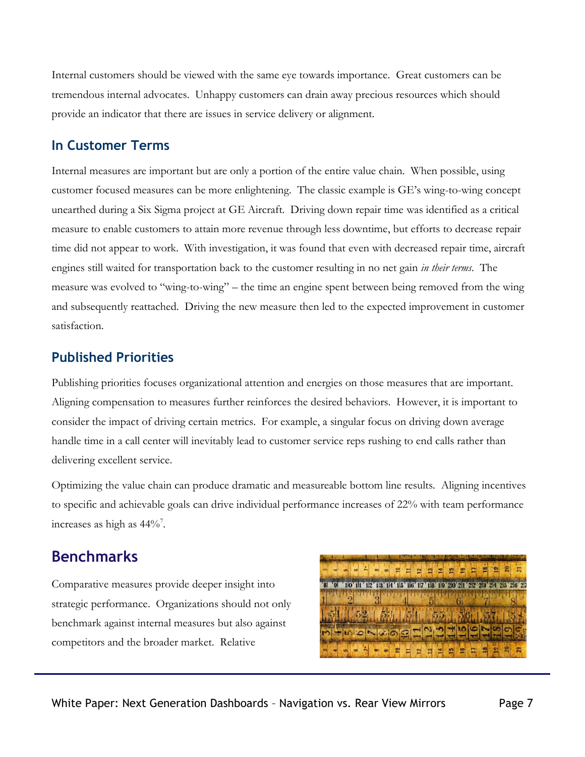Internal customers should be viewed with the same eye towards importance. Great customers can be tremendous internal advocates. Unhappy customers can drain away precious resources which should provide an indicator that there are issues in service delivery or alignment.

### In Customer Terms

Internal measures are important but are only a portion of the entire value chain. When possible, using customer focused measures can be more enlightening. The classic example is GE's wing-to-wing concept unearthed during a Six Sigma project at GE Aircraft. Driving down repair time was identified as a critical measure to enable customers to attain more revenue through less downtime, but efforts to decrease repair time did not appear to work. With investigation, it was found that even with decreased repair time, aircraft engines still waited for transportation back to the customer resulting in no net gain *in their terms*. The measure was evolved to "wing-to-wing" – the time an engine spent between being removed from the wing and subsequently reattached. Driving the new measure then led to the expected improvement in customer satisfaction.

### Published Priorities

Publishing priorities focuses organizational attention and energies on those measures that are important. Aligning compensation to measures further reinforces the desired behaviors. However, it is important to consider the impact of driving certain metrics. For example, a singular focus on driving down average handle time in a call center will inevitably lead to customer service reps rushing to end calls rather than delivering excellent service.

Optimizing the value chain can produce dramatic and measureable bottom line results. Aligning incentives to specific and achievable goals can drive individual performance increases of 22% with team performance increases as high as 44%[7].

## Benchmarks

Comparative measures provide deeper insight into strategic performance. Organizations should not only benchmark against internal measures but also against competitors and the broader market. Relative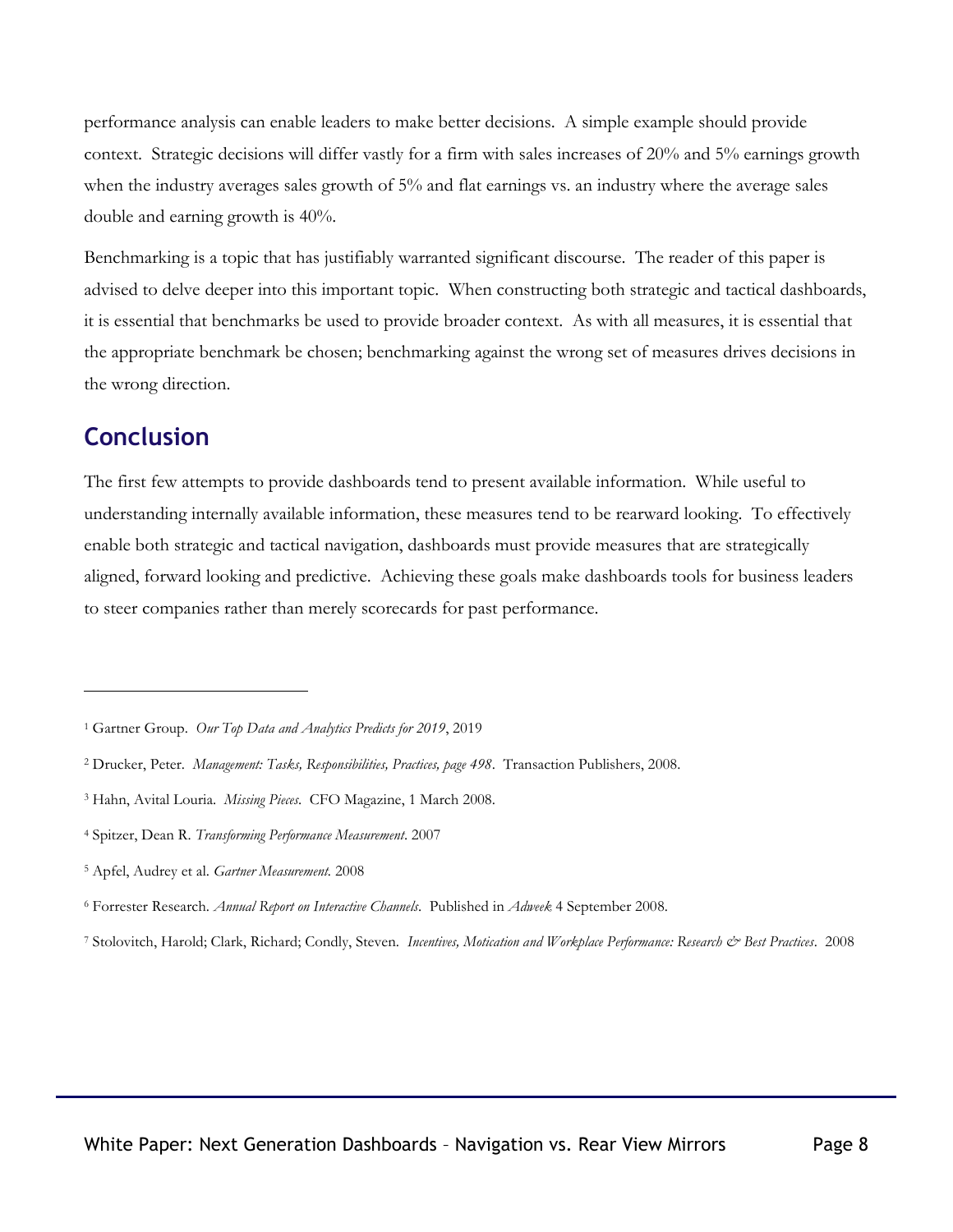performance analysis can enable leaders to make better decisions. A simple example should provide context. Strategic decisions will differ vastly for a firm with sales increases of 20% and 5% earnings growth when the industry averages sales growth of 5% and flat earnings vs. an industry where the average sales double and earning growth is 40%.

Benchmarking is a topic that has justifiably warranted significant discourse. The reader of this paper is advised to delve deeper into this important topic. When constructing both strategic and tactical dashboards, it is essential that benchmarks be used to provide broader context. As with all measures, it is essential that the appropriate benchmark be chosen; benchmarking against the wrong set of measures drives decisions in the wrong direction.

## Conclusion

The first few attempts to provide dashboards tend to present available information. While useful to understanding internally available information, these measures tend to be rearward looking. To effectively enable both strategic and tactical navigation, dashboards must provide measures that are strategically aligned, forward looking and predictive. Achieving these goals make dashboards tools for business leaders to steer companies rather than merely scorecards for past performance.

---

[1] Gartner Group. *Our Top Data and Analytics Predicts for 2019*, 2019

[2] Drucker, Peter. *Management: Tasks, Responsibilities, Practices, page 498*. Transaction Publishers, 2008.

[3] Hahn, Avital Louria. *Missing Pieces*. CFO Magazine, 1 March 2008.

[4] Spitzer, Dean R. *Transforming Performance Measurement*. 2007

[5] Apfel, Audrey et al. *Gartner Measurement*. 2008

[6] Forrester Research. *Annual Report on Interactive Channels*. Published in *Adweek* 4 September 2008.

[7] Stolovitch, Harold; Clark, Richard; Condly, Steven. *Incentives, Motication and Workplace Performance: Research & Best Practices*. 2008